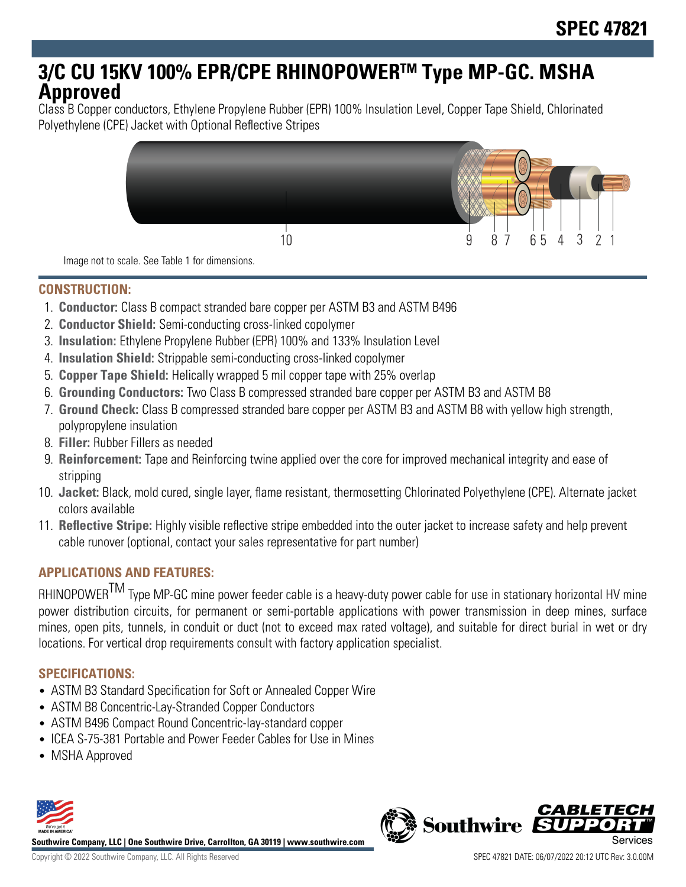# SPEC 47821

# 3/C CU 15KV 100% EPR/CPE RHINOPOWER™ Type MP-GC. MSHA Approved

Class B Copper conductors, Ethylene Propylene Rubber (EPR) 100% Insulation Level, Copper Tape Shield, Chlorinated Polyethylene (CPE) Jacket with Optional Reflective Stripes

Image not to scale. See Table 1 for dimensions.

## CONSTRUCTION:

1. **Conductor:** Class B compact stranded bare copper per ASTM B3 and ASTM B496
2. **Conductor Shield:** Semi-conducting cross-linked copolymer
3. **Insulation:** Ethylene Propylene Rubber (EPR) 100% and 133% Insulation Level
4. **Insulation Shield:** Strippable semi-conducting cross-linked copolymer
5. **Copper Tape Shield:** Helically wrapped 5 mil copper tape with 25% overlap
6. **Grounding Conductors:** Two Class B compressed stranded bare copper per ASTM B3 and ASTM B8
7. **Ground Check:** Class B compressed stranded bare copper per ASTM B3 and ASTM B8 with yellow high strength, polypropylene insulation
8. **Filler:** Rubber Fillers as needed
9. **Reinforcement:** Tape and Reinforcing twine applied over the core for improved mechanical integrity and ease of stripping
10. **Jacket:** Black, mold cured, single layer, flame resistant, thermosetting Chlorinated Polyethylene (CPE). Alternate jacket colors available
11. **Reflective Stripe:** Highly visible reflective stripe embedded into the outer jacket to increase safety and help prevent cable runover (optional, contact your sales representative for part number)

## APPLICATIONS AND FEATURES:

RHINOPOWER™ Type MP-GC mine power feeder cable is a heavy-duty power cable for use in stationary horizontal HV mine power distribution circuits, for permanent or semi-portable applications with power transmission in deep mines, surface mines, open pits, tunnels, in conduit or duct (not to exceed max rated voltage), and suitable for direct burial in wet or dry locations. For vertical drop requirements consult with factory application specialist.

## SPECIFICATIONS:

- ASTM B3 Standard Specification for Soft or Annealed Copper Wire
- ASTM B8 Concentric-Lay-Stranded Copper Conductors
- ASTM B496 Compact Round Concentric-lay-standard copper
- ICEA S-75-381 Portable and Power Feeder Cables for Use in Mines
- MSHA Approved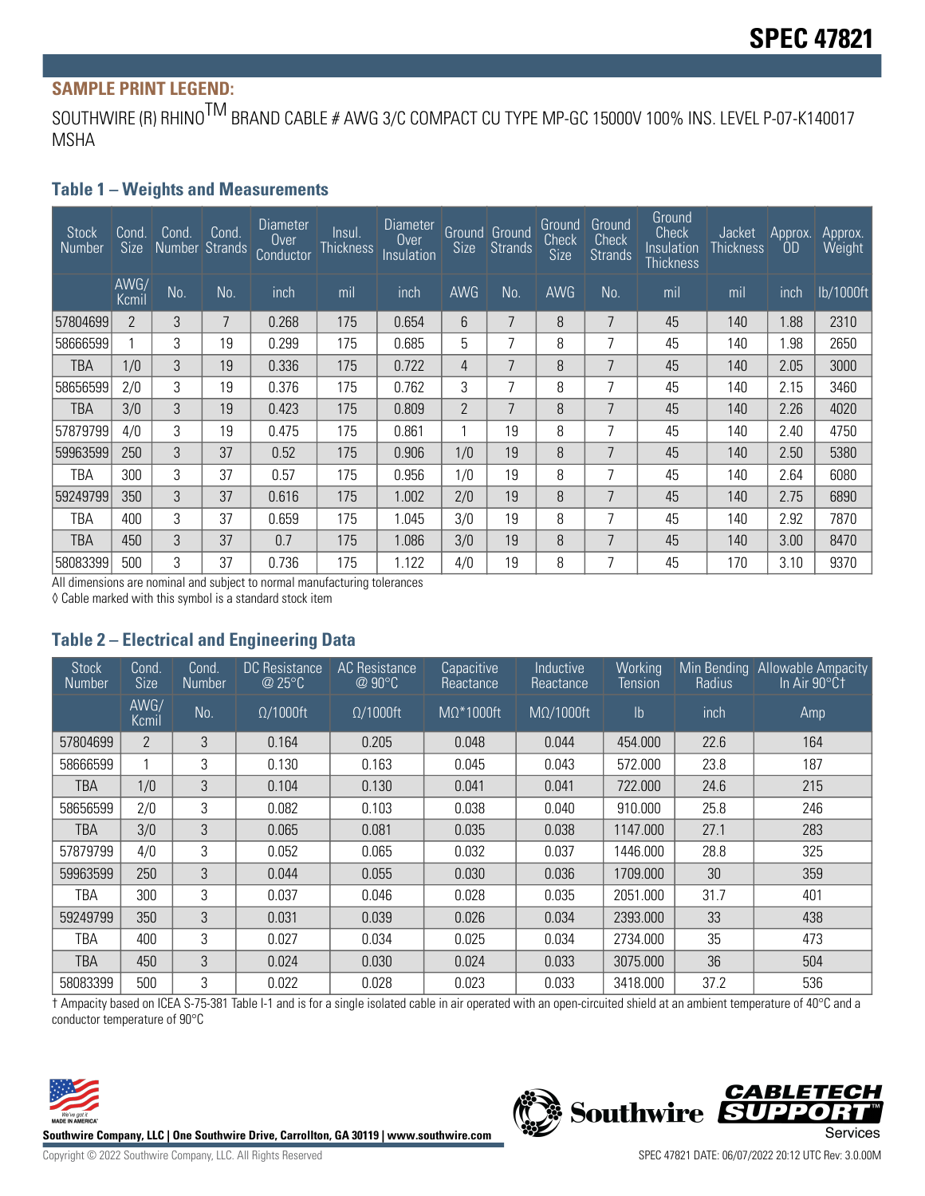# SPEC 47821

**SAMPLE PRINT LEGEND:**

SOUTHWIRE (R) RHINO™ BRAND CABLE # AWG 3/C COMPACT CU TYPE MP-GC 15000V 100% INS. LEVEL P-07-K140017 MSHA

## Table 1 – Weights and Measurements

| Stock Number | Cond. Size | Cond. Number | Cond. Strands | Diameter Over Conductor | Insul. Thickness | Diameter Over Insulation | Ground Size | Ground Strands | Ground Check Size | Ground Check Strands | Ground Check Insulation Thickness | Jacket Thickness | Approx. OD | Approx. Weight |
|---|---|---|---|---|---|---|---|---|---|---|---|---|---|---|
| | AWG/ Kcmil | No. | No. | inch | mil | inch | AWG | No. | AWG | No. | mil | mil | inch | lb/1000ft |
| 57804699 | 2 | 3 | 7 | 0.268 | 175 | 0.654 | 6 | 7 | 8 | 7 | 45 | 140 | 1.88 | 2310 |
| 58666599 | 1 | 3 | 19 | 0.299 | 175 | 0.685 | 5 | 7 | 8 | 7 | 45 | 140 | 1.98 | 2650 |
| TBA | 1/0 | 3 | 19 | 0.336 | 175 | 0.722 | 4 | 7 | 8 | 7 | 45 | 140 | 2.05 | 3000 |
| 58656599 | 2/0 | 3 | 19 | 0.376 | 175 | 0.762 | 3 | 7 | 8 | 7 | 45 | 140 | 2.15 | 3460 |
| TBA | 3/0 | 3 | 19 | 0.423 | 175 | 0.809 | 2 | 7 | 8 | 7 | 45 | 140 | 2.26 | 4020 |
| 57879799 | 4/0 | 3 | 19 | 0.475 | 175 | 0.861 | 1 | 19 | 8 | 7 | 45 | 140 | 2.40 | 4750 |
| 59963599 | 250 | 3 | 37 | 0.52 | 175 | 0.906 | 1/0 | 19 | 8 | 7 | 45 | 140 | 2.50 | 5380 |
| TBA | 300 | 3 | 37 | 0.57 | 175 | 0.956 | 1/0 | 19 | 8 | 7 | 45 | 140 | 2.64 | 6080 |
| 59249799 | 350 | 3 | 37 | 0.616 | 175 | 1.002 | 2/0 | 19 | 8 | 7 | 45 | 140 | 2.75 | 6890 |
| TBA | 400 | 3 | 37 | 0.659 | 175 | 1.045 | 3/0 | 19 | 8 | 7 | 45 | 140 | 2.92 | 7870 |
| TBA | 450 | 3 | 37 | 0.7 | 175 | 1.086 | 3/0 | 19 | 8 | 7 | 45 | 140 | 3.00 | 8470 |
| 58083399 | 500 | 3 | 37 | 0.736 | 175 | 1.122 | 4/0 | 19 | 8 | 7 | 45 | 170 | 3.10 | 9370 |

All dimensions are nominal and subject to normal manufacturing tolerances

◊ Cable marked with this symbol is a standard stock item

## Table 2 – Electrical and Engineering Data

| Stock Number | Cond. Size | Cond. Number | DC Resistance @ 25°C | AC Resistance @ 90°C | Capacitive Reactance | Inductive Reactance | Working Tension | Min Bending Radius | Allowable Ampacity In Air 90°C† |
|---|---|---|---|---|---|---|---|---|---|
| | AWG/ Kcmil | No. | Ω/1000ft | Ω/1000ft | MΩ*1000ft | MΩ/1000ft | lb | inch | Amp |
| 57804699 | 2 | 3 | 0.164 | 0.205 | 0.048 | 0.044 | 454.000 | 22.6 | 164 |
| 58666599 | 1 | 3 | 0.130 | 0.163 | 0.045 | 0.043 | 572.000 | 23.8 | 187 |
| TBA | 1/0 | 3 | 0.104 | 0.130 | 0.041 | 0.041 | 722.000 | 24.6 | 215 |
| 58656599 | 2/0 | 3 | 0.082 | 0.103 | 0.038 | 0.040 | 910.000 | 25.8 | 246 |
| TBA | 3/0 | 3 | 0.065 | 0.081 | 0.035 | 0.038 | 1147.000 | 27.1 | 283 |
| 57879799 | 4/0 | 3 | 0.052 | 0.065 | 0.032 | 0.037 | 1446.000 | 28.8 | 325 |
| 59963599 | 250 | 3 | 0.044 | 0.055 | 0.030 | 0.036 | 1709.000 | 30 | 359 |
| TBA | 300 | 3 | 0.037 | 0.046 | 0.028 | 0.035 | 2051.000 | 31.7 | 401 |
| 59249799 | 350 | 3 | 0.031 | 0.039 | 0.026 | 0.034 | 2393.000 | 33 | 438 |
| TBA | 400 | 3 | 0.027 | 0.034 | 0.025 | 0.034 | 2734.000 | 35 | 473 |
| TBA | 450 | 3 | 0.024 | 0.030 | 0.024 | 0.033 | 3075.000 | 36 | 504 |
| 58083399 | 500 | 3 | 0.022 | 0.028 | 0.023 | 0.033 | 3418.000 | 37.2 | 536 |

† Ampacity based on ICEA S-75-381 Table I-1 and is for a single isolated cable in air operated with an open-circuited shield at an ambient temperature of 40°C and a conductor temperature of 90°C

Southwire Company, LLC | One Southwire Drive, Carrollton, GA 30119 | www.southwire.com

Copyright © 2022 Southwire Company, LLC. All Rights Reserved

SPEC 47821 DATE: 06/07/2022 20:12 UTC Rev: 3.0.00M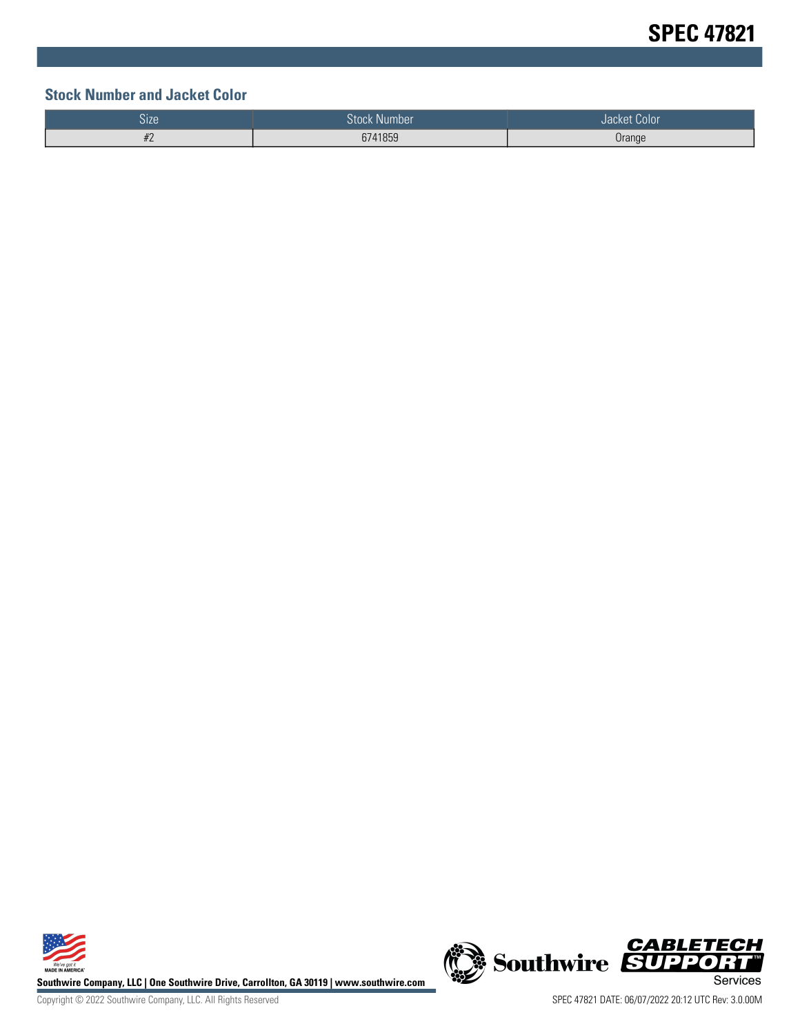## Stock Number and Jacket Color

| Size | Stock Number | Jacket Color |
| --- | --- | --- |
| #2 | 6741859 | Orange |